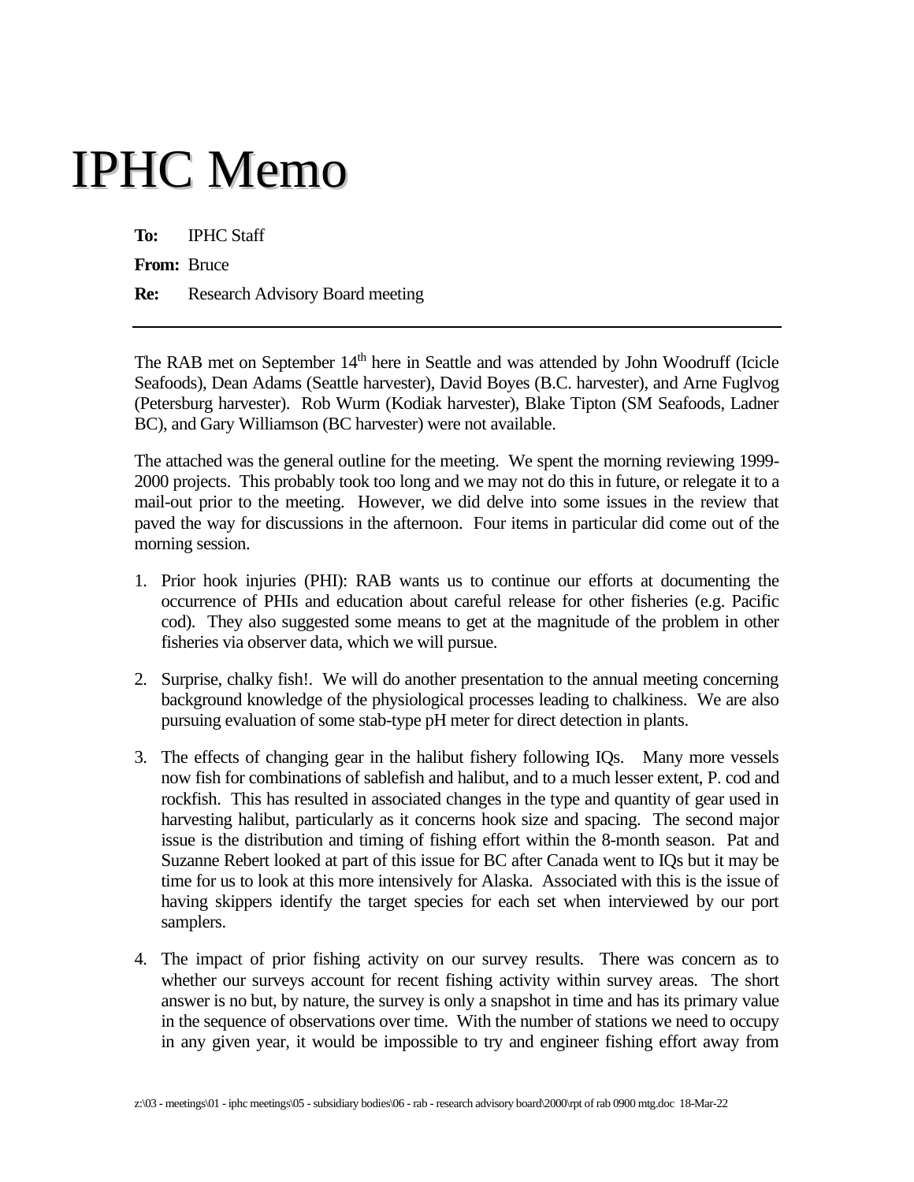# IPHC Memo

**To:** IPHC Staff

**From:** Bruce

**Re:** Research Advisory Board meeting

---

The RAB met on September 14th here in Seattle and was attended by John Woodruff (Icicle Seafoods), Dean Adams (Seattle harvester), David Boyes (B.C. harvester), and Arne Fuglvog (Petersburg harvester). Rob Wurm (Kodiak harvester), Blake Tipton (SM Seafoods, Ladner BC), and Gary Williamson (BC harvester) were not available.

The attached was the general outline for the meeting. We spent the morning reviewing 1999-2000 projects. This probably took too long and we may not do this in future, or relegate it to a mail-out prior to the meeting. However, we did delve into some issues in the review that paved the way for discussions in the afternoon. Four items in particular did come out of the morning session.

1. Prior hook injuries (PHI): RAB wants us to continue our efforts at documenting the occurrence of PHIs and education about careful release for other fisheries (e.g. Pacific cod). They also suggested some means to get at the magnitude of the problem in other fisheries via observer data, which we will pursue.

2. Surprise, chalky fish!. We will do another presentation to the annual meeting concerning background knowledge of the physiological processes leading to chalkiness. We are also pursuing evaluation of some stab-type pH meter for direct detection in plants.

3. The effects of changing gear in the halibut fishery following IQs. Many more vessels now fish for combinations of sablefish and halibut, and to a much lesser extent, P. cod and rockfish. This has resulted in associated changes in the type and quantity of gear used in harvesting halibut, particularly as it concerns hook size and spacing. The second major issue is the distribution and timing of fishing effort within the 8-month season. Pat and Suzanne Rebert looked at part of this issue for BC after Canada went to IQs but it may be time for us to look at this more intensively for Alaska. Associated with this is the issue of having skippers identify the target species for each set when interviewed by our port samplers.

4. The impact of prior fishing activity on our survey results. There was concern as to whether our surveys account for recent fishing activity within survey areas. The short answer is no but, by nature, the survey is only a snapshot in time and has its primary value in the sequence of observations over time. With the number of stations we need to occupy in any given year, it would be impossible to try and engineer fishing effort away from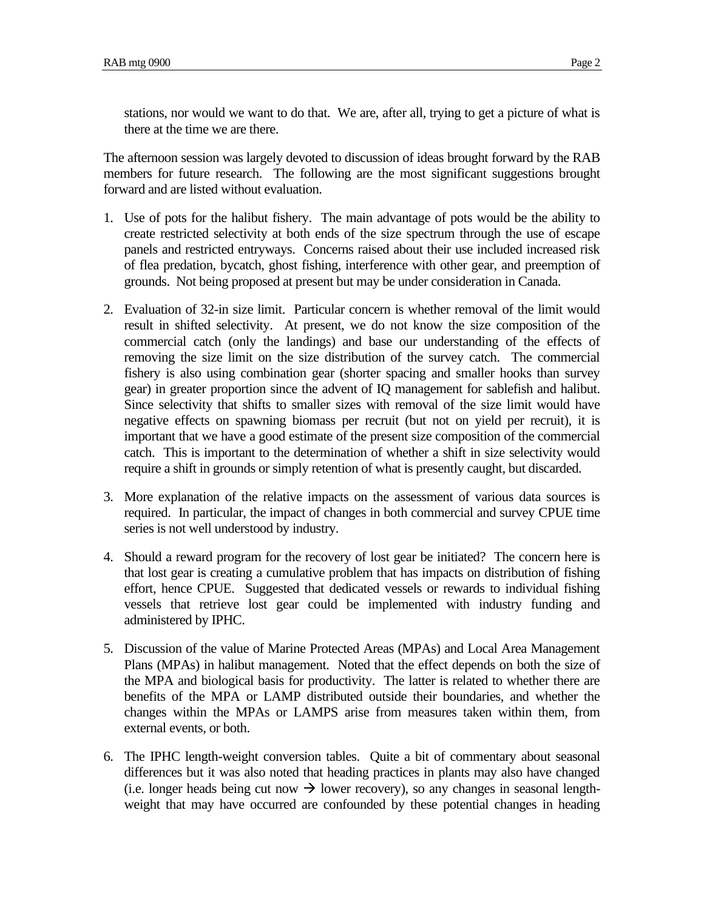stations, nor would we want to do that. We are, after all, trying to get a picture of what is there at the time we are there.

The afternoon session was largely devoted to discussion of ideas brought forward by the RAB members for future research. The following are the most significant suggestions brought forward and are listed without evaluation.

1. Use of pots for the halibut fishery. The main advantage of pots would be the ability to create restricted selectivity at both ends of the size spectrum through the use of escape panels and restricted entryways. Concerns raised about their use included increased risk of flea predation, bycatch, ghost fishing, interference with other gear, and preemption of grounds. Not being proposed at present but may be under consideration in Canada.

2. Evaluation of 32-in size limit. Particular concern is whether removal of the limit would result in shifted selectivity. At present, we do not know the size composition of the commercial catch (only the landings) and base our understanding of the effects of removing the size limit on the size distribution of the survey catch. The commercial fishery is also using combination gear (shorter spacing and smaller hooks than survey gear) in greater proportion since the advent of IQ management for sablefish and halibut. Since selectivity that shifts to smaller sizes with removal of the size limit would have negative effects on spawning biomass per recruit (but not on yield per recruit), it is important that we have a good estimate of the present size composition of the commercial catch. This is important to the determination of whether a shift in size selectivity would require a shift in grounds or simply retention of what is presently caught, but discarded.

3. More explanation of the relative impacts on the assessment of various data sources is required. In particular, the impact of changes in both commercial and survey CPUE time series is not well understood by industry.

4. Should a reward program for the recovery of lost gear be initiated? The concern here is that lost gear is creating a cumulative problem that has impacts on distribution of fishing effort, hence CPUE. Suggested that dedicated vessels or rewards to individual fishing vessels that retrieve lost gear could be implemented with industry funding and administered by IPHC.

5. Discussion of the value of Marine Protected Areas (MPAs) and Local Area Management Plans (MPAs) in halibut management. Noted that the effect depends on both the size of the MPA and biological basis for productivity. The latter is related to whether there are benefits of the MPA or LAMP distributed outside their boundaries, and whether the changes within the MPAs or LAMPS arise from measures taken within them, from external events, or both.

6. The IPHC length-weight conversion tables. Quite a bit of commentary about seasonal differences but it was also noted that heading practices in plants may also have changed (i.e. longer heads being cut now → lower recovery), so any changes in seasonal length-weight that may have occurred are confounded by these potential changes in heading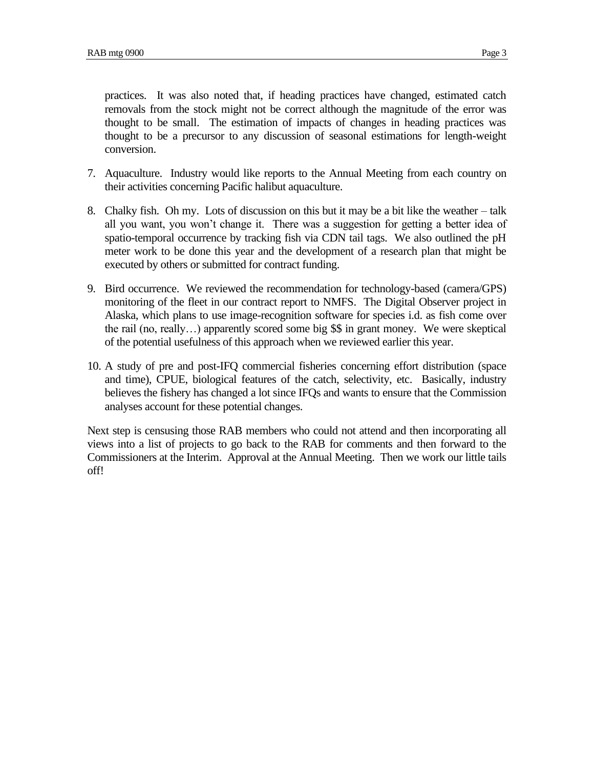practices. It was also noted that, if heading practices have changed, estimated catch removals from the stock might not be correct although the magnitude of the error was thought to be small. The estimation of impacts of changes in heading practices was thought to be a precursor to any discussion of seasonal estimations for length-weight conversion.

7. Aquaculture. Industry would like reports to the Annual Meeting from each country on their activities concerning Pacific halibut aquaculture.

8. Chalky fish. Oh my. Lots of discussion on this but it may be a bit like the weather – talk all you want, you won't change it. There was a suggestion for getting a better idea of spatio-temporal occurrence by tracking fish via CDN tail tags. We also outlined the pH meter work to be done this year and the development of a research plan that might be executed by others or submitted for contract funding.

9. Bird occurrence. We reviewed the recommendation for technology-based (camera/GPS) monitoring of the fleet in our contract report to NMFS. The Digital Observer project in Alaska, which plans to use image-recognition software for species i.d. as fish come over the rail (no, really…) apparently scored some big $$ in grant money. We were skeptical of the potential usefulness of this approach when we reviewed earlier this year.

10. A study of pre and post-IFQ commercial fisheries concerning effort distribution (space and time), CPUE, biological features of the catch, selectivity, etc. Basically, industry believes the fishery has changed a lot since IFQs and wants to ensure that the Commission analyses account for these potential changes.

Next step is censusing those RAB members who could not attend and then incorporating all views into a list of projects to go back to the RAB for comments and then forward to the Commissioners at the Interim. Approval at the Annual Meeting. Then we work our little tails off!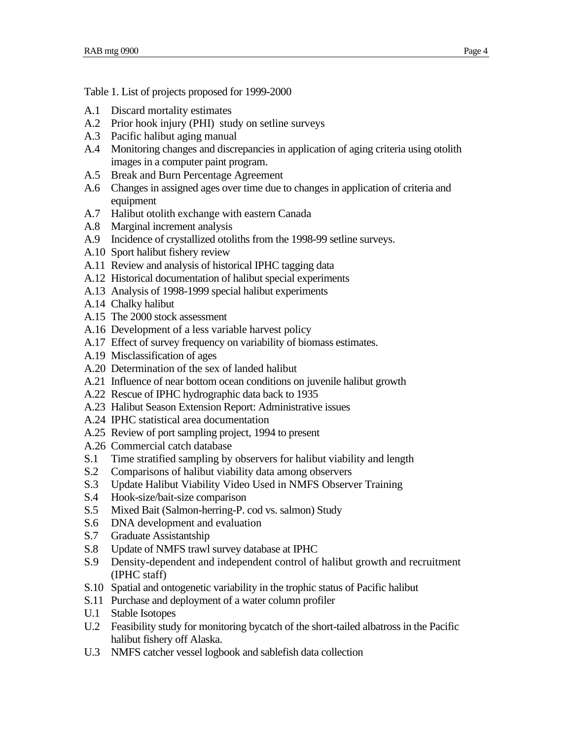Table 1. List of projects proposed for 1999-2000

- A.1 Discard mortality estimates
- A.2 Prior hook injury (PHI) study on setline surveys
- A.3 Pacific halibut aging manual
- A.4 Monitoring changes and discrepancies in application of aging criteria using otolith images in a computer paint program.
- A.5 Break and Burn Percentage Agreement
- A.6 Changes in assigned ages over time due to changes in application of criteria and equipment
- A.7 Halibut otolith exchange with eastern Canada
- A.8 Marginal increment analysis
- A.9 Incidence of crystallized otoliths from the 1998-99 setline surveys.
- A.10 Sport halibut fishery review
- A.11 Review and analysis of historical IPHC tagging data
- A.12 Historical documentation of halibut special experiments
- A.13 Analysis of 1998-1999 special halibut experiments
- A.14 Chalky halibut
- A.15 The 2000 stock assessment
- A.16 Development of a less variable harvest policy
- A.17 Effect of survey frequency on variability of biomass estimates.
- A.19 Misclassification of ages
- A.20 Determination of the sex of landed halibut
- A.21 Influence of near bottom ocean conditions on juvenile halibut growth
- A.22 Rescue of IPHC hydrographic data back to 1935
- A.23 Halibut Season Extension Report: Administrative issues
- A.24 IPHC statistical area documentation
- A.25 Review of port sampling project, 1994 to present
- A.26 Commercial catch database
- S.1 Time stratified sampling by observers for halibut viability and length
- S.2 Comparisons of halibut viability data among observers
- S.3 Update Halibut Viability Video Used in NMFS Observer Training
- S.4 Hook-size/bait-size comparison
- S.5 Mixed Bait (Salmon-herring-P. cod vs. salmon) Study
- S.6 DNA development and evaluation
- S.7 Graduate Assistantship
- S.8 Update of NMFS trawl survey database at IPHC
- S.9 Density-dependent and independent control of halibut growth and recruitment (IPHC staff)
- S.10 Spatial and ontogenetic variability in the trophic status of Pacific halibut
- S.11 Purchase and deployment of a water column profiler
- U.1 Stable Isotopes
- U.2 Feasibility study for monitoring bycatch of the short-tailed albatross in the Pacific halibut fishery off Alaska.
- U.3 NMFS catcher vessel logbook and sablefish data collection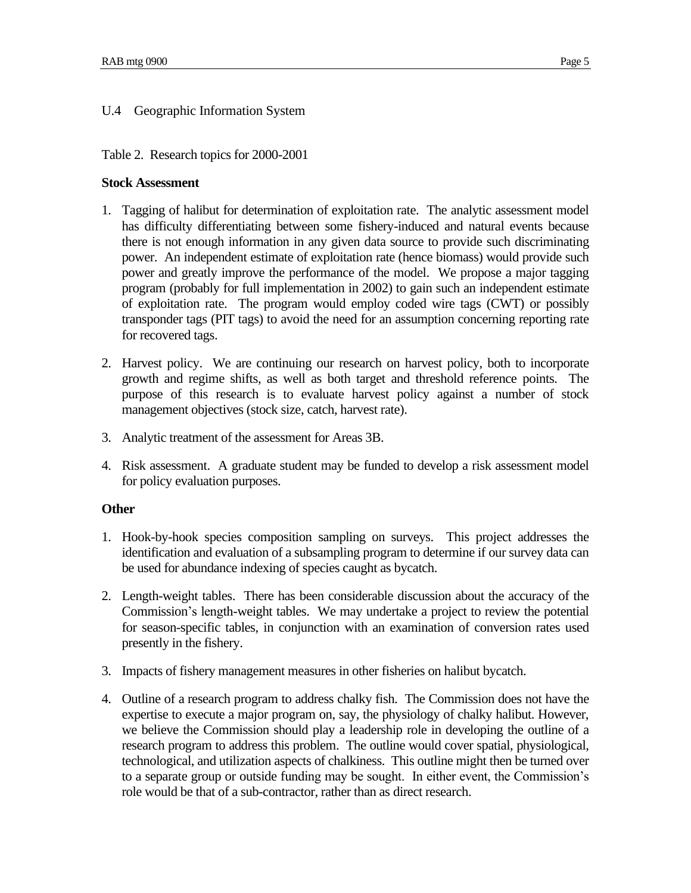U.4 Geographic Information System

Table 2. Research topics for 2000-2001

**Stock Assessment**

1. Tagging of halibut for determination of exploitation rate. The analytic assessment model has difficulty differentiating between some fishery-induced and natural events because there is not enough information in any given data source to provide such discriminating power. An independent estimate of exploitation rate (hence biomass) would provide such power and greatly improve the performance of the model. We propose a major tagging program (probably for full implementation in 2002) to gain such an independent estimate of exploitation rate. The program would employ coded wire tags (CWT) or possibly transponder tags (PIT tags) to avoid the need for an assumption concerning reporting rate for recovered tags.

2. Harvest policy. We are continuing our research on harvest policy, both to incorporate growth and regime shifts, as well as both target and threshold reference points. The purpose of this research is to evaluate harvest policy against a number of stock management objectives (stock size, catch, harvest rate).

3. Analytic treatment of the assessment for Areas 3B.

4. Risk assessment. A graduate student may be funded to develop a risk assessment model for policy evaluation purposes.

**Other**

1. Hook-by-hook species composition sampling on surveys. This project addresses the identification and evaluation of a subsampling program to determine if our survey data can be used for abundance indexing of species caught as bycatch.

2. Length-weight tables. There has been considerable discussion about the accuracy of the Commission's length-weight tables. We may undertake a project to review the potential for season-specific tables, in conjunction with an examination of conversion rates used presently in the fishery.

3. Impacts of fishery management measures in other fisheries on halibut bycatch.

4. Outline of a research program to address chalky fish. The Commission does not have the expertise to execute a major program on, say, the physiology of chalky halibut. However, we believe the Commission should play a leadership role in developing the outline of a research program to address this problem. The outline would cover spatial, physiological, technological, and utilization aspects of chalkiness. This outline might then be turned over to a separate group or outside funding may be sought. In either event, the Commission's role would be that of a sub-contractor, rather than as direct research.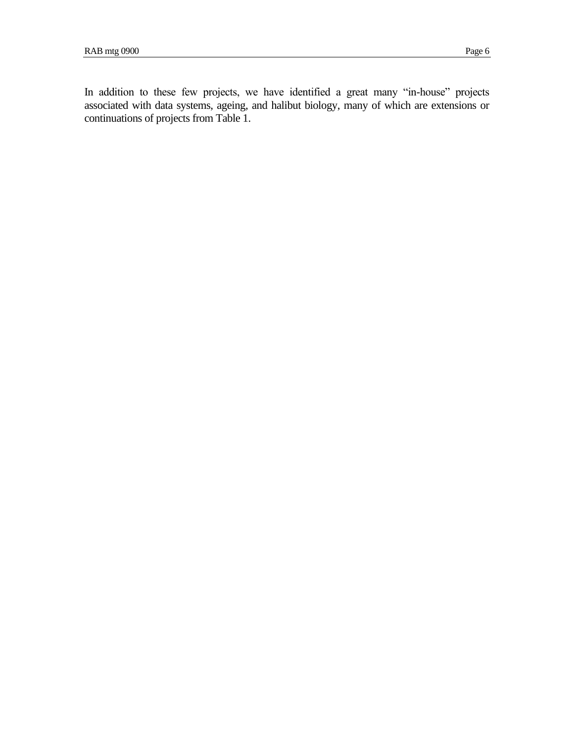In addition to these few projects, we have identified a great many "in-house" projects associated with data systems, ageing, and halibut biology, many of which are extensions or continuations of projects from Table 1.